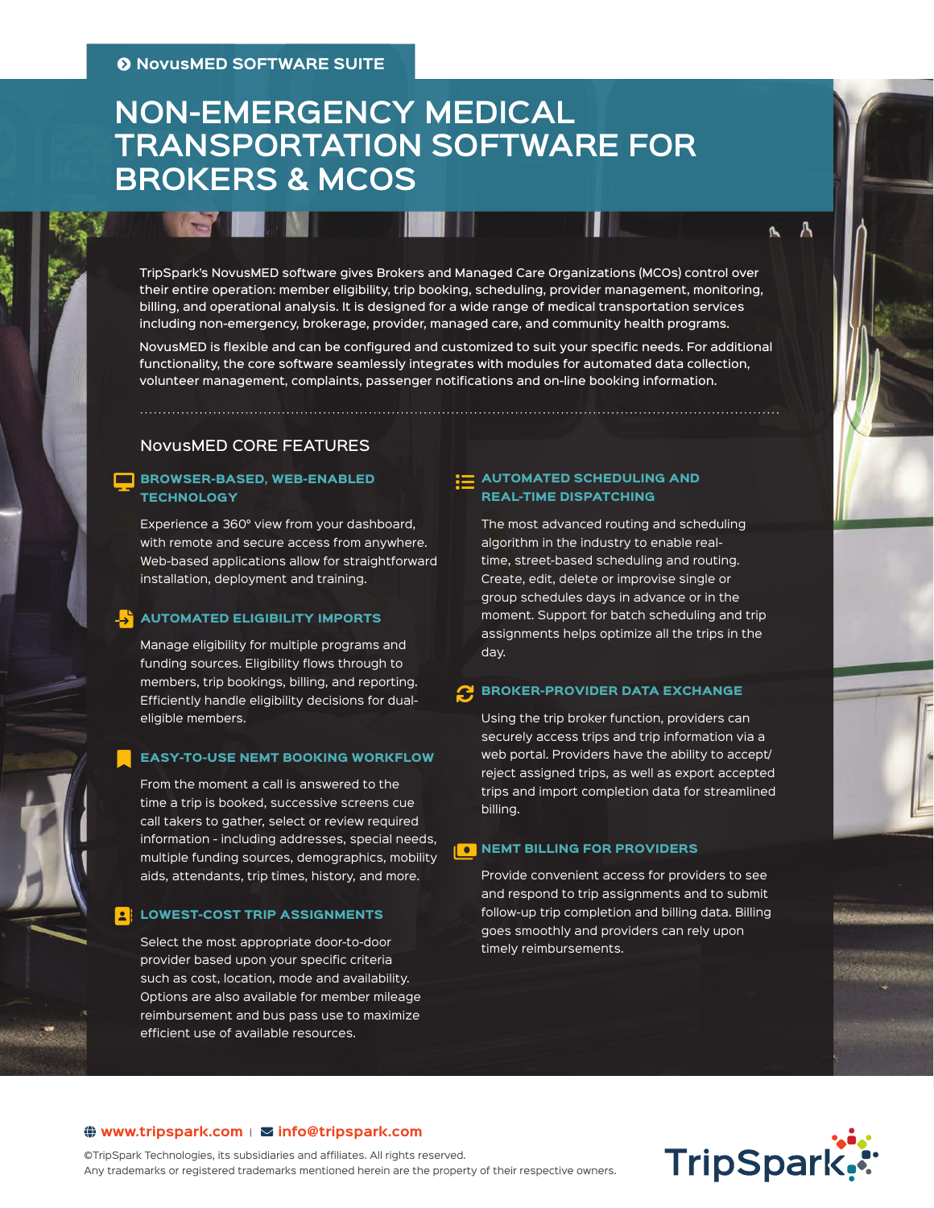NovusMED SOFTWARE SUITE

# NON-EMERGENCY MEDICAL TRANSPORTATION SOFTWARE FOR BROKERS & MCOS

TripSpark's NovusMED software gives Brokers and Managed Care Organizations (MCOs) control over their entire operation: member eligibility, trip booking, scheduling, provider management, monitoring, billing, and operational analysis. It is designed for a wide range of medical transportation services including non-emergency, brokerage, provider, managed care, and community health programs.

NovusMED is flexible and can be configured and customized to suit your specific needs. For additional functionality, the core software seamlessly integrates with modules for automated data collection, volunteer management, complaints, passenger notifications and on-line booking information.

## NovusMED CORE FEATURES

### BROWSER-BASED, WEB-ENABLED TECHNOLOGY

Experience a 360° view from your dashboard, with remote and secure access from anywhere. Web-based applications allow for straightforward installation, deployment and training.

### AUTOMATED ELIGIBILITY IMPORTS

Manage eligibility for multiple programs and funding sources. Eligibility flows through to members, trip bookings, billing, and reporting. Efficiently handle eligibility decisions for dual-eligible members.

### EASY-TO-USE NEMT BOOKING WORKFLOW

From the moment a call is answered to the time a trip is booked, successive screens cue call takers to gather, select or review required information - including addresses, special needs, multiple funding sources, demographics, mobility aids, attendants, trip times, history, and more.

### LOWEST-COST TRIP ASSIGNMENTS

Select the most appropriate door-to-door provider based upon your specific criteria such as cost, location, mode and availability. Options are also available for member mileage reimbursement and bus pass use to maximize efficient use of available resources.

### AUTOMATED SCHEDULING AND REAL-TIME DISPATCHING

The most advanced routing and scheduling algorithm in the industry to enable real-time, street-based scheduling and routing. Create, edit, delete or improvise single or group schedules days in advance or in the moment. Support for batch scheduling and trip assignments helps optimize all the trips in the day.

### BROKER-PROVIDER DATA EXCHANGE

Using the trip broker function, providers can securely access trips and trip information via a web portal. Providers have the ability to accept/reject assigned trips, as well as export accepted trips and import completion data for streamlined billing.

### NEMT BILLING FOR PROVIDERS

Provide convenient access for providers to see and respond to trip assignments and to submit follow-up trip completion and billing data. Billing goes smoothly and providers can rely upon timely reimbursements.

www.tripspark.com | info@tripspark.com

©TripSpark Technologies, its subsidiaries and affiliates. All rights reserved.
Any trademarks or registered trademarks mentioned herein are the property of their respective owners.

TripSpark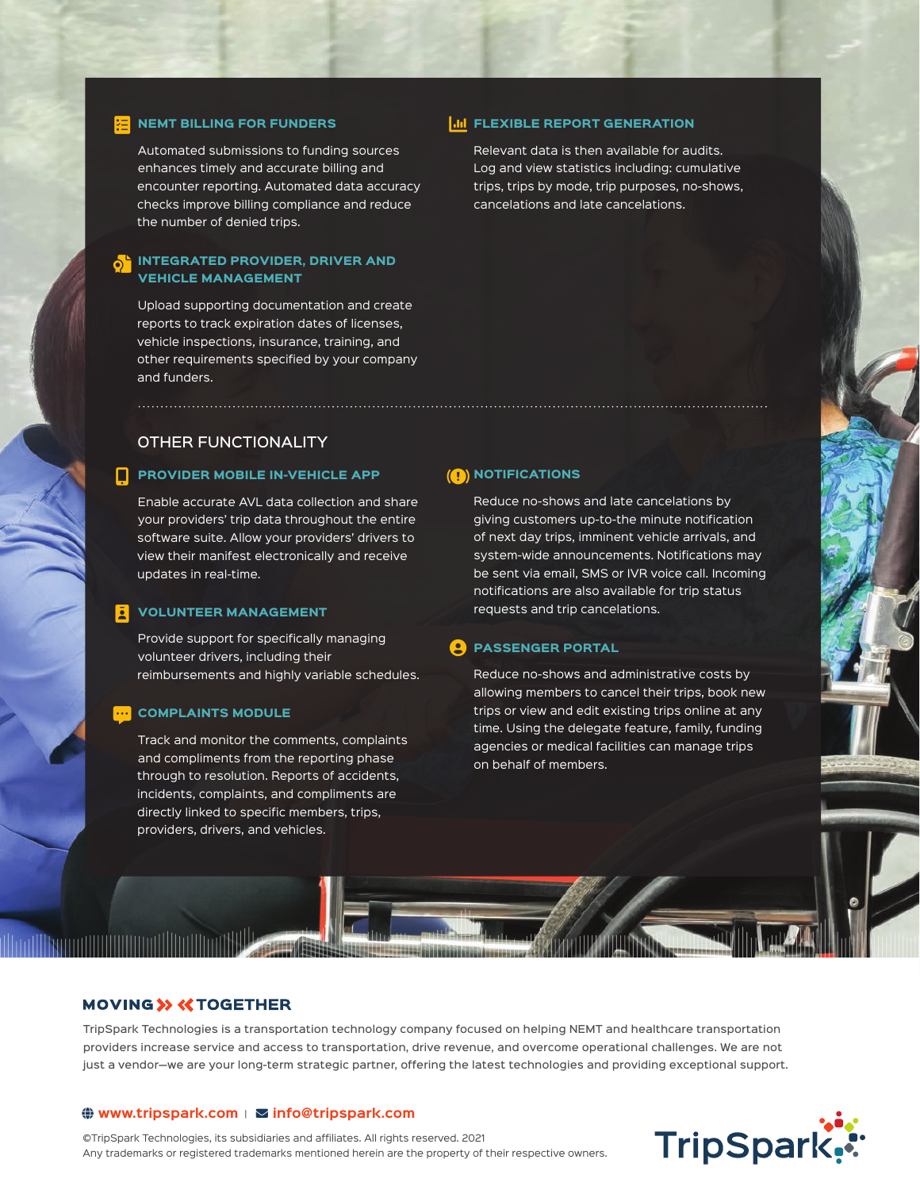### NEMT BILLING FOR FUNDERS

Automated submissions to funding sources enhances timely and accurate billing and encounter reporting. Automated data accuracy checks improve billing compliance and reduce the number of denied trips.

### INTEGRATED PROVIDER, DRIVER AND VEHICLE MANAGEMENT

Upload supporting documentation and create reports to track expiration dates of licenses, vehicle inspections, insurance, training, and other requirements specified by your company and funders.

### FLEXIBLE REPORT GENERATION

Relevant data is then available for audits. Log and view statistics including: cumulative trips, trips by mode, trip purposes, no-shows, cancelations and late cancelations.

## OTHER FUNCTIONALITY

### PROVIDER MOBILE IN-VEHICLE APP

Enable accurate AVL data collection and share your providers' trip data throughout the entire software suite. Allow your providers' drivers to view their manifest electronically and receive updates in real-time.

### VOLUNTEER MANAGEMENT

Provide support for specifically managing volunteer drivers, including their reimbursements and highly variable schedules.

### COMPLAINTS MODULE

Track and monitor the comments, complaints and compliments from the reporting phase through to resolution. Reports of accidents, incidents, complaints, and compliments are directly linked to specific members, trips, providers, drivers, and vehicles.

### NOTIFICATIONS

Reduce no-shows and late cancelations by giving customers up-to-the minute notification of next day trips, imminent vehicle arrivals, and system-wide announcements. Notifications may be sent via email, SMS or IVR voice call. Incoming notifications are also available for trip status requests and trip cancelations.

### PASSENGER PORTAL

Reduce no-shows and administrative costs by allowing members to cancel their trips, book new trips or view and edit existing trips online at any time. Using the delegate feature, family, funding agencies or medical facilities can manage trips on behalf of members.

## MOVING » « TOGETHER

TripSpark Technologies is a transportation technology company focused on helping NEMT and healthcare transportation providers increase service and access to transportation, drive revenue, and overcome operational challenges. We are not just a vendor—we are your long-term strategic partner, offering the latest technologies and providing exceptional support.

www.tripspark.com | info@tripspark.com

©TripSpark Technologies, its subsidiaries and affiliates. All rights reserved. 2021
Any trademarks or registered trademarks mentioned herein are the property of their respective owners.

TripSpark